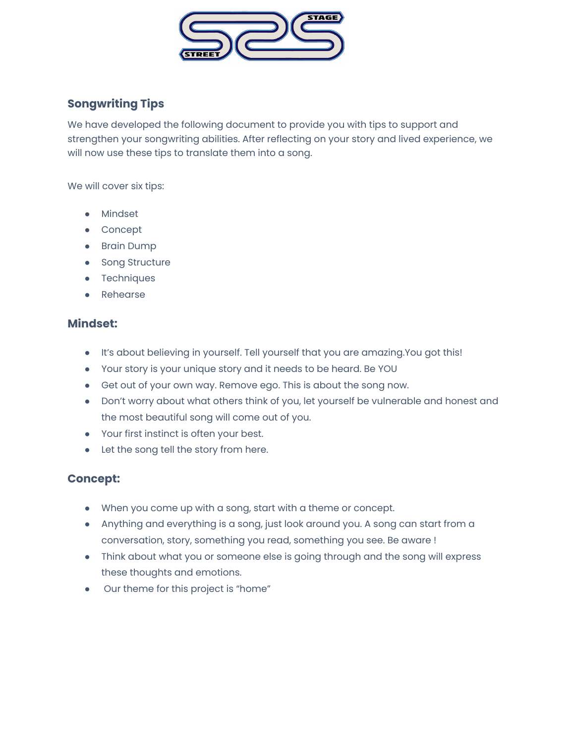## Songwriting Tips

We have developed the following document to provide you with tips to support and strengthen your songwriting abilities. After reflecting on your story and lived experience, we will now use these tips to translate them into a song.

We will cover six tips:

- Mindset
- Concept
- Brain Dump
- Song Structure
- Techniques
- Rehearse

### Mindset:

- It's about believing in yourself. Tell yourself that you are amazing.You got this!
- Your story is your unique story and it needs to be heard. Be YOU
- Get out of your own way. Remove ego. This is about the song now.
- Don't worry about what others think of you, let yourself be vulnerable and honest and the most beautiful song will come out of you.
- Your first instinct is often your best.
- Let the song tell the story from here.

### Concept:

- When you come up with a song, start with a theme or concept.
- Anything and everything is a song, just look around you. A song can start from a conversation, story, something you read, something you see. Be aware !
- Think about what you or someone else is going through and the song will express these thoughts and emotions.
- Our theme for this project is "home"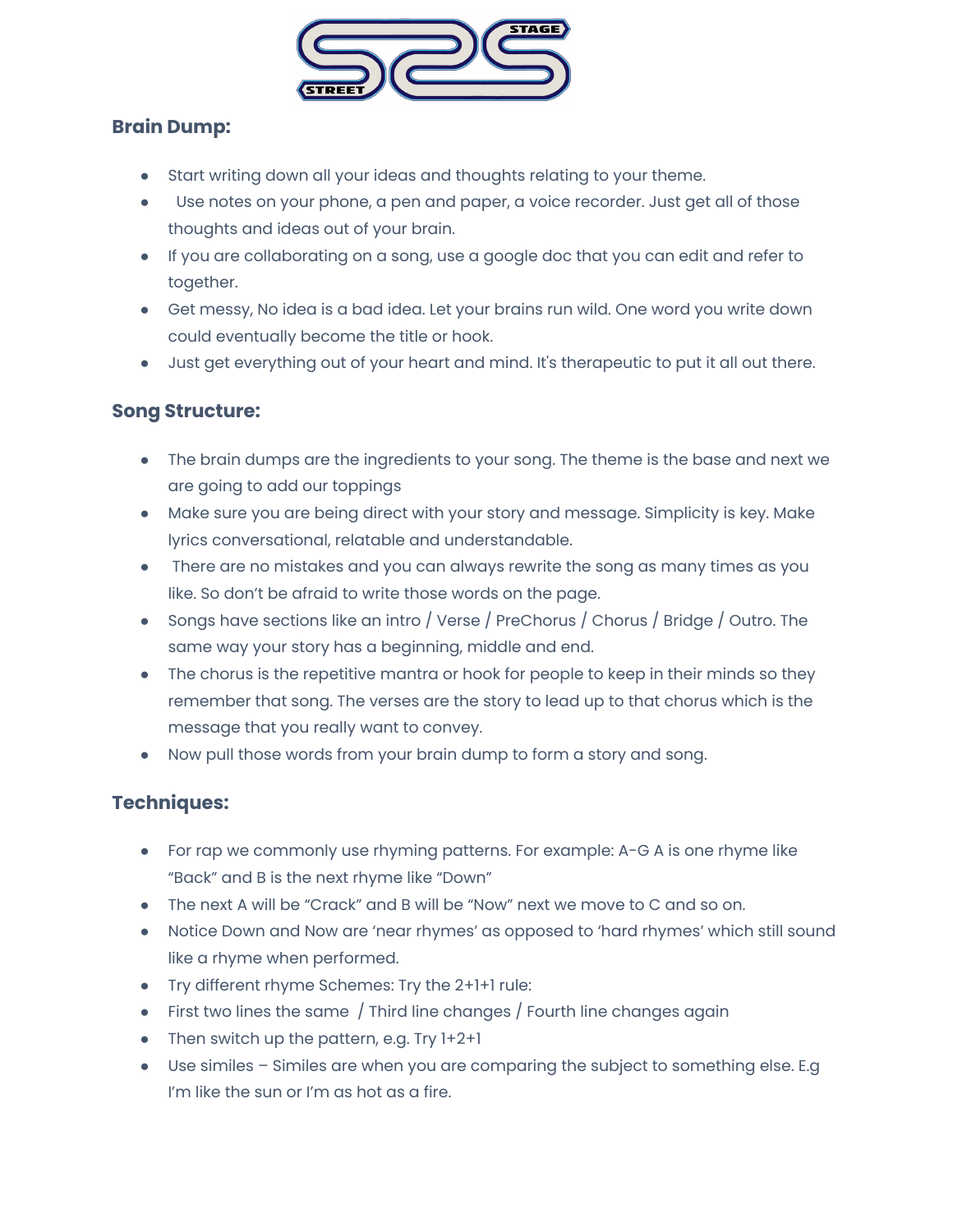## Brain Dump:

- Start writing down all your ideas and thoughts relating to your theme.
- Use notes on your phone, a pen and paper, a voice recorder. Just get all of those thoughts and ideas out of your brain.
- If you are collaborating on a song, use a google doc that you can edit and refer to together.
- Get messy, No idea is a bad idea. Let your brains run wild. One word you write down could eventually become the title or hook.
- Just get everything out of your heart and mind. It's therapeutic to put it all out there.

## Song Structure:

- The brain dumps are the ingredients to your song. The theme is the base and next we are going to add our toppings
- Make sure you are being direct with your story and message. Simplicity is key. Make lyrics conversational, relatable and understandable.
- There are no mistakes and you can always rewrite the song as many times as you like. So don't be afraid to write those words on the page.
- Songs have sections like an intro / Verse / PreChorus / Chorus / Bridge / Outro. The same way your story has a beginning, middle and end.
- The chorus is the repetitive mantra or hook for people to keep in their minds so they remember that song. The verses are the story to lead up to that chorus which is the message that you really want to convey.
- Now pull those words from your brain dump to form a story and song.

## Techniques:

- For rap we commonly use rhyming patterns. For example: A-G A is one rhyme like "Back" and B is the next rhyme like "Down"
- The next A will be "Crack" and B will be "Now" next we move to C and so on.
- Notice Down and Now are 'near rhymes' as opposed to 'hard rhymes' which still sound like a rhyme when performed.
- Try different rhyme Schemes: Try the 2+1+1 rule:
- First two lines the same / Third line changes / Fourth line changes again
- Then switch up the pattern, e.g. Try 1+2+1
- Use similes – Similes are when you are comparing the subject to something else. E.g I'm like the sun or I'm as hot as a fire.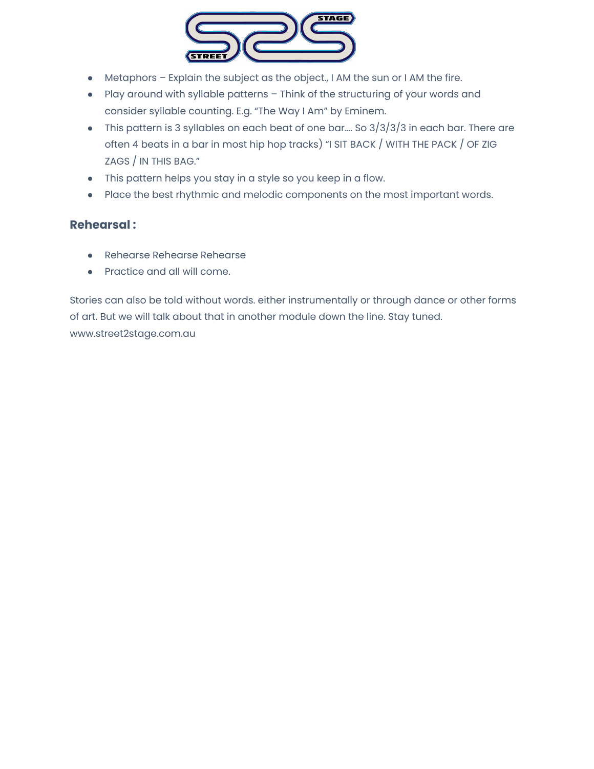- Metaphors – Explain the subject as the object., I AM the sun or I AM the fire.
- Play around with syllable patterns – Think of the structuring of your words and consider syllable counting. E.g. "The Way I Am" by Eminem.
- This pattern is 3 syllables on each beat of one bar.... So 3/3/3/3 in each bar. There are often 4 beats in a bar in most hip hop tracks) "I SIT BACK / WITH THE PACK / OF ZIG ZAGS / IN THIS BAG."
- This pattern helps you stay in a style so you keep in a flow.
- Place the best rhythmic and melodic components on the most important words.

## Rehearsal :

- Rehearse Rehearse Rehearse
- Practice and all will come.

Stories can also be told without words. either instrumentally or through dance or other forms of art. But we will talk about that in another module down the line. Stay tuned. www.street2stage.com.au